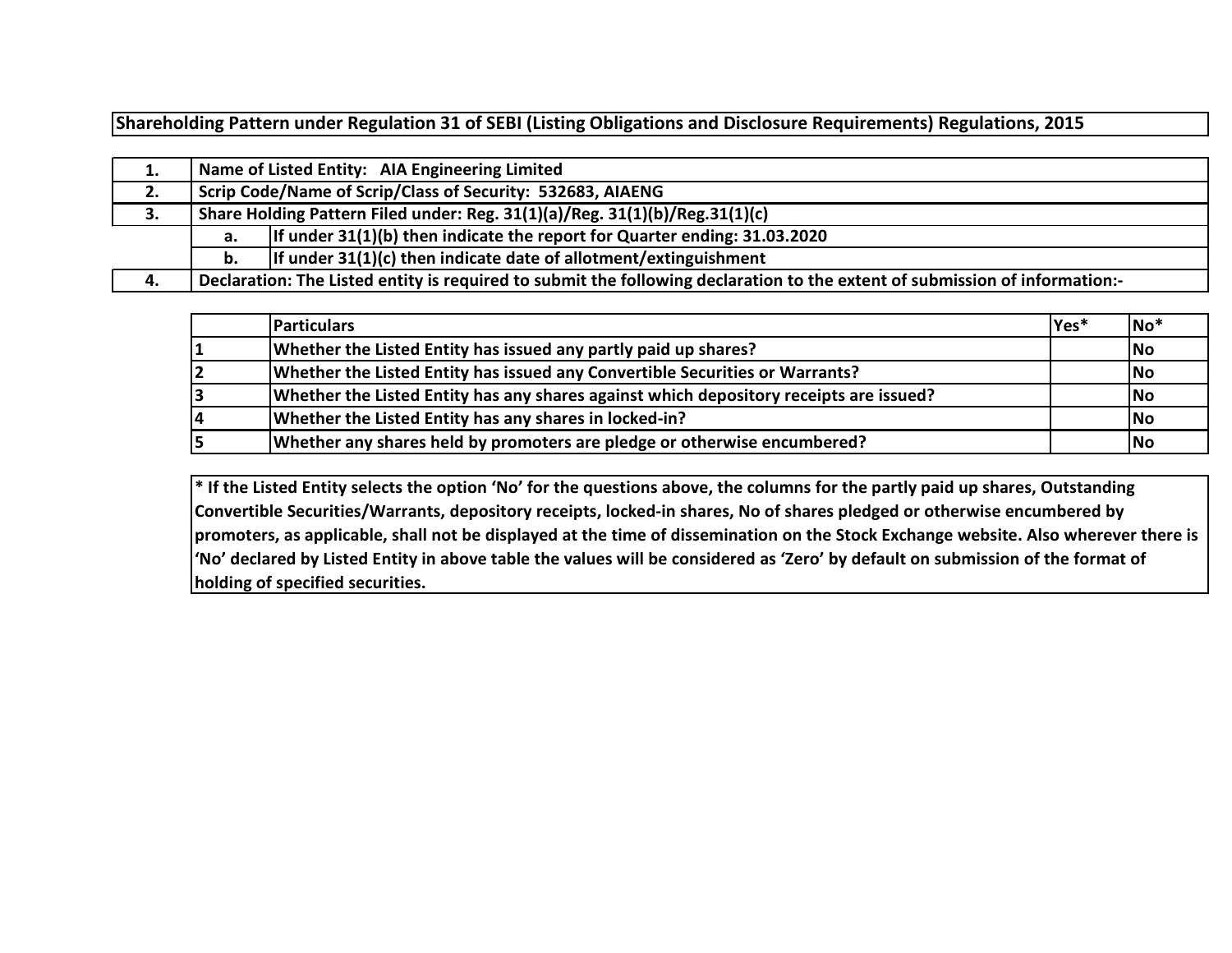# Shareholding Pattern under Regulation 31 of SEBI (Listing Obligations and Disclosure Requirements) Regulations, 2015

| | | |
|---|---|---|
| 1. | Name of Listed Entity: AIA Engineering Limited | |
| 2. | Scrip Code/Name of Scrip/Class of Security: 532683, AIAENG | |
| 3. | Share Holding Pattern Filed under: Reg. 31(1)(a)/Reg. 31(1)(b)/Reg.31(1)(c) | |
| | a. | If under 31(1)(b) then indicate the report for Quarter ending: 31.03.2020 |
| | b. | If under 31(1)(c) then indicate date of allotment/extinguishment |
| 4. | Declaration: The Listed entity is required to submit the following declaration to the extent of submission of information:- | |

| | Particulars | Yes* | No* |
|---|---|---|---|
| 1 | Whether the Listed Entity has issued any partly paid up shares? | | No |
| 2 | Whether the Listed Entity has issued any Convertible Securities or Warrants? | | No |
| 3 | Whether the Listed Entity has any shares against which depository receipts are issued? | | No |
| 4 | Whether the Listed Entity has any shares in locked-in? | | No |
| 5 | Whether any shares held by promoters are pledge or otherwise encumbered? | | No |

**\* If the Listed Entity selects the option 'No' for the questions above, the columns for the partly paid up shares, Outstanding Convertible Securities/Warrants, depository receipts, locked-in shares, No of shares pledged or otherwise encumbered by promoters, as applicable, shall not be displayed at the time of dissemination on the Stock Exchange website. Also wherever there is 'No' declared by Listed Entity in above table the values will be considered as 'Zero' by default on submission of the format of holding of specified securities.**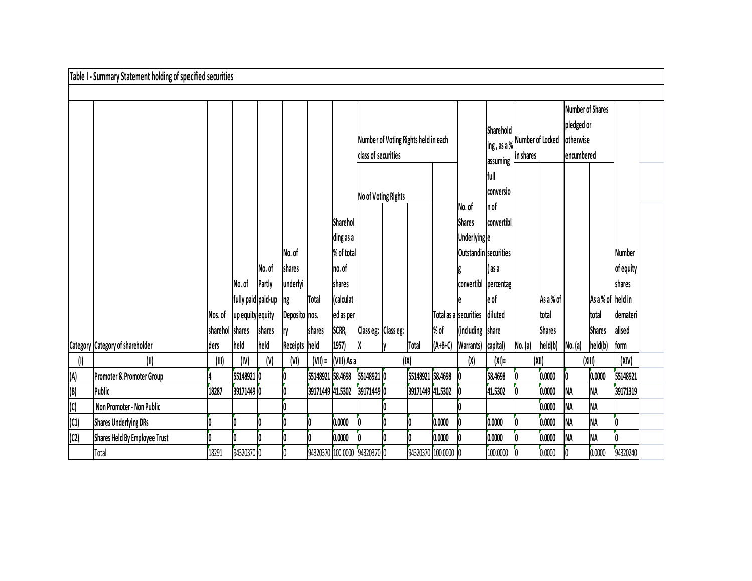## Table I - Summary Statement holding of specified securities

| Category | Category of shareholder | Nos. of shareholders | No. of fully paid up equity shares held | No. of Partly paid-up equity shares held | No. of shares underlying Depository Receipts | Total nos. shares held | Shareholding as a % of total no. of shares (calculated as per SCRR, 1957) | Number of Voting Rights held in each class of securities | | | | No. of Shares Underlying Outstanding convertible securities (including Warrants) | Shareholding , as a % assuming full conversion of convertible securities ( as a percentage of diluted share capital) | Number of Locked in shares | | Number of Shares pledged or otherwise encumbered | | Number of equity shares held in dematerialised form |
|---|---|---|---|---|---|---|---|---|---|---|---|---|---|---|---|---|---|---|
| | | | | | | | | No of Voting Rights | | | Total as a % of (A+B+C) | | | No. (a) | As a % of total Shares held(b) | No. (a) | As a % of total Shares held(b) | |
| | | | | | | | | Class eg: X | Class eg: y | Total | | | | | | | | |
| (I) | (II) | (III) | (IV) | (V) | (VI) | (VII) = | (VIII) As a | (IX) | | | | (X) | (XI)= | (XII) | | (XIII) | | (XIV) |
| (A) | Promoter & Promoter Group | 4 | 55148921 | 0 | 0 | 55148921 | 58.4698 | 55148921 | 0 | 55148921 | 58.4698 | 0 | 58.4698 | 0 | 0.0000 | 0 | 0.0000 | 55148921 |
| (B) | Public | 18287 | 39171449 | 0 | 0 | 39171449 | 41.5302 | 39171449 | 0 | 39171449 | 41.5302 | 0 | 41.5302 | 0 | 0.0000 | NA | NA | 39171319 |
| (C) | Non Promoter - Non Public | | | | 0 | | | | 0 | | | 0 | | | 0.0000 | NA | NA | |
| (C1) | Shares Underlying DRs | 0 | 0 | 0 | 0 | 0 | 0.0000 | 0 | 0 | 0 | 0.0000 | 0 | 0.0000 | 0 | 0.0000 | NA | NA | 0 |
| (C2) | Shares Held By Employee Trust | 0 | 0 | 0 | 0 | 0 | 0.0000 | 0 | 0 | 0 | 0.0000 | 0 | 0.0000 | 0 | 0.0000 | NA | NA | 0 |
| | Total | 18291 | 94320370 | 0 | 0 | 94320370 | 100.0000 | 94320370 | 0 | 94320370 | 100.0000 | 0 | 100.0000 | 0 | 0.0000 | 0 | 0.0000 | 94320240 |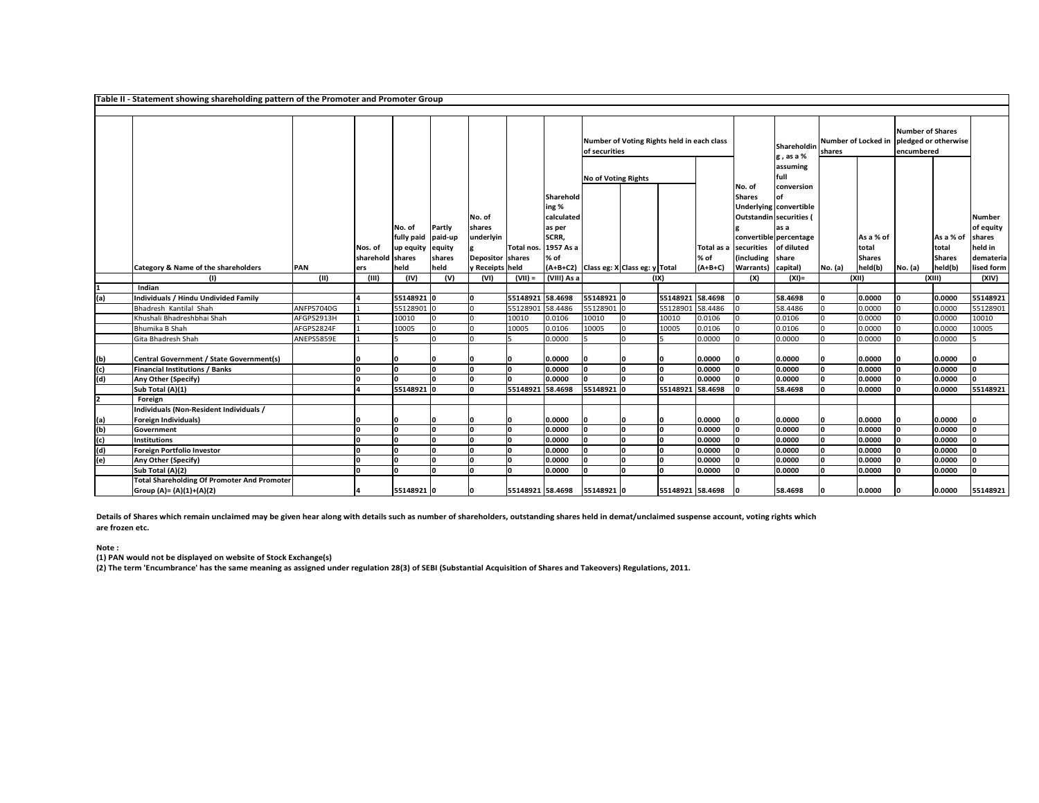**Table II - Statement showing shareholding pattern of the Promoter and Promoter Group**

| | Category & Name of the shareholders | PAN | Nos. of shareholders | No. of fully paid up equity shares held | Partly paid-up equity shares held | No. of shares underlying Depository Receipts | Total nos. shares held | Shareholding % calculated as per SCRR, 1957 As a % of (A+B+C2) | Number of Voting Rights held in each class of securities — No of Voting Rights — Class eg: X | Class eg: y | Total | Total as a % of (A+B+C) | No. of Shares Underlying Outstanding convertible securities (including Warrants) | Shareholding , as a % assuming full conversion of convertible securities ( as a percentage of diluted share capital) | Number of Locked in shares — No. (a) | As a % of total Shares held(b) | Number of Shares pledged or otherwise encumbered — No. (a) | As a % of total Shares held(b) | Number of equity shares held in dematerialised form |
|---|---|---|---|---|---|---|---|---|---|---|---|---|---|---|---|---|---|---|---|
| | (I) | (II) | (III) | (IV) | (V) | (VI) | (VII) = | (VIII) As a | (IX) | | | | (X) | (XI)= | (XII) | | (XIII) | | (XIV) |
| 1 | **Indian** | | | | | | | | | | | | | | | | | | |
| (a) | **Individuals / Hindu Undivided Family** | | **4** | **55148921** | **0** | **0** | **55148921** | **58.4698** | **55148921** | **0** | **55148921** | **58.4698** | **0** | **58.4698** | **0** | **0.0000** | **0** | **0.0000** | **55148921** |
| | Bhadresh Kantilal Shah | ANFPS7040G | 1 | 55128901 | 0 | 0 | 55128901 | 58.4486 | 55128901 | 0 | 55128901 | 58.4486 | 0 | 58.4486 | 0 | 0.0000 | 0 | 0.0000 | 55128901 |
| | Khushali Bhadreshbhai Shah | AFGPS2913H | 1 | 10010 | 0 | 0 | 10010 | 0.0106 | 10010 | 0 | 10010 | 0.0106 | 0 | 0.0106 | 0 | 0.0000 | 0 | 0.0000 | 10010 |
| | Bhumika B Shah | AFGPS2824F | 1 | 10005 | 0 | 0 | 10005 | 0.0106 | 10005 | 0 | 10005 | 0.0106 | 0 | 0.0106 | 0 | 0.0000 | 0 | 0.0000 | 10005 |
| | Gita Bhadresh Shah | ANEPS5859E | 1 | 5 | 0 | 0 | 5 | 0.0000 | 5 | 0 | 5 | 0.0000 | 0 | 0.0000 | 0 | 0.0000 | 0 | 0.0000 | 5 |
| (b) | **Central Government / State Government(s)** | | **0** | **0** | **0** | **0** | **0** | **0.0000** | **0** | **0** | **0** | **0.0000** | **0** | **0.0000** | **0** | **0.0000** | **0** | **0.0000** | **0** |
| (c) | **Financial Institutions / Banks** | | **0** | **0** | **0** | **0** | **0** | **0.0000** | **0** | **0** | **0** | **0.0000** | **0** | **0.0000** | **0** | **0.0000** | **0** | **0.0000** | **0** |
| (d) | **Any Other (Specify)** | | **0** | **0** | **0** | **0** | **0** | **0.0000** | **0** | **0** | **0** | **0.0000** | **0** | **0.0000** | **0** | **0.0000** | **0** | **0.0000** | **0** |
| | **Sub Total (A)(1)** | | **4** | **55148921** | **0** | **0** | **55148921** | **58.4698** | **55148921** | **0** | **55148921** | **58.4698** | **0** | **58.4698** | **0** | **0.0000** | **0** | **0.0000** | **55148921** |
| 2 | **Foreign** | | | | | | | | | | | | | | | | | | |
| (a) | **Individuals (Non-Resident Individuals / Foreign Individuals)** | | **0** | **0** | **0** | **0** | **0** | **0.0000** | **0** | **0** | **0** | **0.0000** | **0** | **0.0000** | **0** | **0.0000** | **0** | **0.0000** | **0** |
| (b) | **Government** | | **0** | **0** | **0** | **0** | **0** | **0.0000** | **0** | **0** | **0** | **0.0000** | **0** | **0.0000** | **0** | **0.0000** | **0** | **0.0000** | **0** |
| (c) | **Institutions** | | **0** | **0** | **0** | **0** | **0** | **0.0000** | **0** | **0** | **0** | **0.0000** | **0** | **0.0000** | **0** | **0.0000** | **0** | **0.0000** | **0** |
| (d) | **Foreign Portfolio Investor** | | **0** | **0** | **0** | **0** | **0** | **0.0000** | **0** | **0** | **0** | **0.0000** | **0** | **0.0000** | **0** | **0.0000** | **0** | **0.0000** | **0** |
| (e) | **Any Other (Specify)** | | **0** | **0** | **0** | **0** | **0** | **0.0000** | **0** | **0** | **0** | **0.0000** | **0** | **0.0000** | **0** | **0.0000** | **0** | **0.0000** | **0** |
| | **Sub Total (A)(2)** | | **0** | **0** | **0** | **0** | **0** | **0.0000** | **0** | **0** | **0** | **0.0000** | **0** | **0.0000** | **0** | **0.0000** | **0** | **0.0000** | **0** |
| | **Total Shareholding Of Promoter And Promoter Group (A)= (A)(1)+(A)(2)** | | **4** | **55148921** | **0** | **0** | **55148921** | **58.4698** | **55148921** | **0** | **55148921** | **58.4698** | **0** | **58.4698** | **0** | **0.0000** | **0** | **0.0000** | **55148921** |

**Details of Shares which remain unclaimed may be given hear along with details such as number of shareholders, outstanding shares held in demat/unclaimed suspense account, voting rights which are frozen etc.**

**Note :**

**(1) PAN would not be displayed on website of Stock Exchange(s)**

**(2) The term 'Encumbrance' has the same meaning as assigned under regulation 28(3) of SEBI (Substantial Acquisition of Shares and Takeovers) Regulations, 2011.**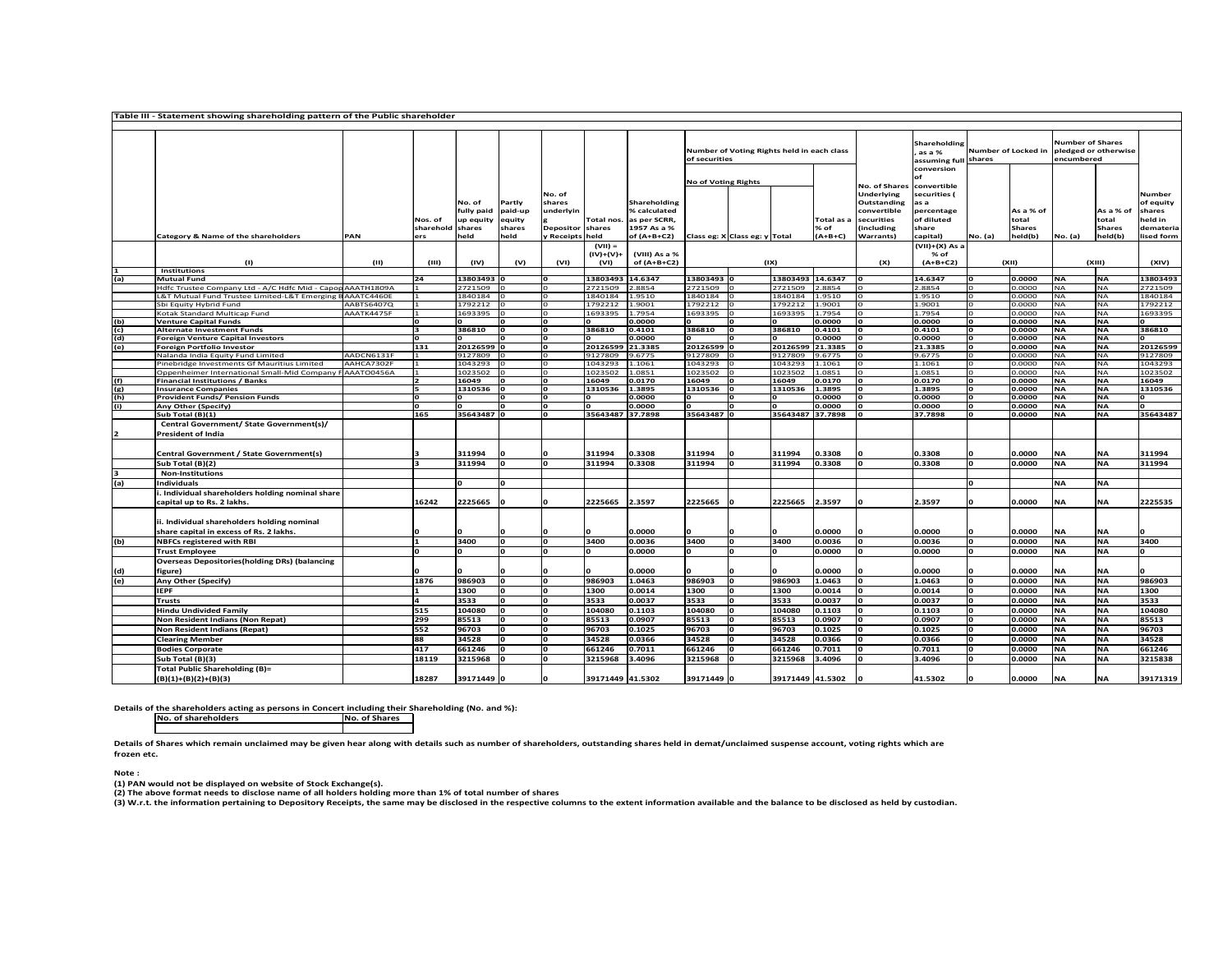## Table III - Statement showing shareholding pattern of the Public shareholder

| | Category & Name of the shareholders | PAN | Nos. of shareholders | No. of fully paid up equity shares held | Partly paid-up equity shares held | No. of shares underlying Depository Receipts | Total nos. shares held | Shareholding % calculated as per SCRR, 1957 As a % of (A+B+C2) | Number of Voting Rights held in each class of securities – No of Voting Rights – Class eg: X | Class eg: y | Total | Total as a % of (A+B+C) | No. of Shares Underlying Outstanding convertible securities (including Warrants) | Shareholding , as a % assuming full conversion of convertible securities ( as a percentage of diluted share capital) | Number of Locked in shares – No. (a) | As a % of total Shares held(b) | Number of Shares pledged or otherwise encumbered – No. (a) | As a % of total Shares held(b) | Number of equity shares held in dematerialised form |
|---|---|---|---|---|---|---|---|---|---|---|---|---|---|---|---|---|---|---|---|
| | (I) | (II) | (III) | (IV) | (V) | (VI) | (VII) = (IV)+(V)+ (VI) | (VIII) As a % of (A+B+C2) | (IX) | | | | (X) | (VII)+(X) As a % of (A+B+C2) | (XII) | | (XIII) | | (XIV) |
| 1 | **Institutions** | | | | | | | | | | | | | | | | | | |
| (a) | **Mutual Fund** | | 24 | 13803493 | 0 | 0 | 13803493 | 14.6347 | 13803493 | 0 | 13803493 | 14.6347 | 0 | 14.6347 | 0 | 0.0000 | NA | NA | 13803493 |
| | Hdfc Trustee Company Ltd - A/C Hdfc Mid - Capop | AAATH1809A | 1 | 2721509 | 0 | 0 | 2721509 | 2.8854 | 2721509 | 0 | 2721509 | 2.8854 | 0 | 2.8854 | 0 | 0.0000 | NA | NA | 2721509 |
| | L&T Mutual Fund Trustee Limited-L&T Emerging B | AAATC4460E | 1 | 1840184 | 0 | 0 | 1840184 | 1.9510 | 1840184 | 0 | 1840184 | 1.9510 | 0 | 1.9510 | 0 | 0.0000 | NA | NA | 1840184 |
| | Sbi Equity Hybrid Fund | AABTS6407Q | 1 | 1792212 | 0 | 0 | 1792212 | 1.9001 | 1792212 | 0 | 1792212 | 1.9001 | 0 | 1.9001 | 0 | 0.0000 | NA | NA | 1792212 |
| | Kotak Standard Multicap Fund | AAATK4475F | 1 | 1693395 | 0 | 0 | 1693395 | 1.7954 | 1693395 | 0 | 1693395 | 1.7954 | 0 | 1.7954 | 0 | 0.0000 | NA | NA | 1693395 |
| (b) | **Venture Capital Funds** | | 0 | 0 | 0 | 0 | 0 | 0.0000 | 0 | 0 | 0 | 0.0000 | 0 | 0.0000 | 0 | 0.0000 | NA | NA | 0 |
| (c) | **Alternate Investment Funds** | | 3 | 386810 | 0 | 0 | 386810 | 0.4101 | 386810 | 0 | 386810 | 0.4101 | 0 | 0.4101 | 0 | 0.0000 | NA | NA | 386810 |
| (d) | **Foreign Venture Capital Investors** | | 0 | 0 | 0 | 0 | 0 | 0.0000 | 0 | 0 | 0 | 0.0000 | 0 | 0.0000 | 0 | 0.0000 | NA | NA | 0 |
| (e) | **Foreign Portfolio Investor** | | 131 | 20126599 | 0 | 0 | 20126599 | 21.3385 | 20126599 | 0 | 20126599 | 21.3385 | 0 | 21.3385 | 0 | 0.0000 | NA | NA | 20126599 |
| | Nalanda India Equity Fund Limited | AADCN6131F | 1 | 9127809 | 0 | 0 | 9127809 | 9.6775 | 9127809 | 0 | 9127809 | 9.6775 | 0 | 9.6775 | 0 | 0.0000 | NA | NA | 9127809 |
| | Pinebridge Investments Gf Mauritius Limited | AAHCA7302F | 1 | 1043293 | 0 | 0 | 1043293 | 1.1061 | 1043293 | 0 | 1043293 | 1.1061 | 0 | 1.1061 | 0 | 0.0000 | NA | NA | 1043293 |
| | Oppenheimer International Small-Mid Company F | AAATO0456A | 1 | 1023502 | 0 | 0 | 1023502 | 1.0851 | 1023502 | 0 | 1023502 | 1.0851 | 0 | 1.0851 | 0 | 0.0000 | NA | NA | 1023502 |
| (f) | **Financial Institutions / Banks** | | 2 | 16049 | 0 | 0 | 16049 | 0.0170 | 16049 | 0 | 16049 | 0.0170 | 0 | 0.0170 | 0 | 0.0000 | NA | NA | 16049 |
| (g) | **Insurance Companies** | | 5 | 1310536 | 0 | 0 | 1310536 | 1.3895 | 1310536 | 0 | 1310536 | 1.3895 | 0 | 1.3895 | 0 | 0.0000 | NA | NA | 1310536 |
| (h) | **Provident Funds/ Pension Funds** | | 0 | 0 | 0 | 0 | 0 | 0.0000 | 0 | 0 | 0 | 0.0000 | 0 | 0.0000 | 0 | 0.0000 | NA | NA | 0 |
| (i) | **Any Other (Specify)** | | 0 | 0 | 0 | 0 | 0 | 0.0000 | 0 | 0 | 0 | 0.0000 | 0 | 0.0000 | 0 | 0.0000 | NA | NA | 0 |
| | **Sub Total (B)(1)** | | 165 | 35643487 | 0 | 0 | 35643487 | 37.7898 | 35643487 | 0 | 35643487 | 37.7898 | 0 | 37.7898 | 0 | 0.0000 | NA | NA | 35643487 |
| 2 | **Central Government/ State Government(s)/ President of India** | | | | | | | | | | | | | | | | | | |
| | **Central Government / State Government(s)** | | 3 | 311994 | 0 | 0 | 311994 | 0.3308 | 311994 | 0 | 311994 | 0.3308 | 0 | 0.3308 | 0 | 0.0000 | NA | NA | 311994 |
| | **Sub Total (B)(2)** | | 3 | 311994 | 0 | 0 | 311994 | 0.3308 | 311994 | 0 | 311994 | 0.3308 | 0 | 0.3308 | 0 | 0.0000 | NA | NA | 311994 |
| 3 | **Non-Institutions** | | | | | | | | | | | | | | | | | | |
| (a) | **Individuals** | | | 0 | 0 | | | | | | | | | | 0 | | NA | NA | |
| | **i. Individual shareholders holding nominal share capital up to Rs. 2 lakhs.** | | 16242 | 2225665 | 0 | 0 | 2225665 | 2.3597 | 2225665 | 0 | 2225665 | 2.3597 | 0 | 2.3597 | 0 | 0.0000 | NA | NA | 2225535 |
| | **ii. Individual shareholders holding nominal share capital in excess of Rs. 2 lakhs.** | | 0 | 0 | 0 | 0 | 0 | 0.0000 | 0 | 0 | 0 | 0.0000 | 0 | 0.0000 | 0 | 0.0000 | NA | NA | 0 |
| (b) | **NBFCs registered with RBI** | | 1 | 3400 | 0 | 0 | 3400 | 0.0036 | 3400 | 0 | 3400 | 0.0036 | 0 | 0.0036 | 0 | 0.0000 | NA | NA | 3400 |
| | **Trust Employee** | | 0 | 0 | 0 | 0 | 0 | 0.0000 | 0 | 0 | 0 | 0.0000 | 0 | 0.0000 | 0 | 0.0000 | NA | NA | 0 |
| (d) | **Overseas Depositories(holding DRs) (balancing figure)** | | 0 | 0 | 0 | 0 | 0 | 0.0000 | 0 | 0 | 0 | 0.0000 | 0 | 0.0000 | 0 | 0.0000 | NA | NA | 0 |
| (e) | **Any Other (Specify)** | | 1876 | 986903 | 0 | 0 | 986903 | 1.0463 | 986903 | 0 | 986903 | 1.0463 | 0 | 1.0463 | 0 | 0.0000 | NA | NA | 986903 |
| | **IEPF** | | 1 | 1300 | 0 | 0 | 1300 | 0.0014 | 1300 | 0 | 1300 | 0.0014 | 0 | 0.0014 | 0 | 0.0000 | NA | NA | 1300 |
| | **Trusts** | | 4 | 3533 | 0 | 0 | 3533 | 0.0037 | 3533 | 0 | 3533 | 0.0037 | 0 | 0.0037 | 0 | 0.0000 | NA | NA | 3533 |
| | **Hindu Undivided Family** | | 515 | 104080 | 0 | 0 | 104080 | 0.1103 | 104080 | 0 | 104080 | 0.1103 | 0 | 0.1103 | 0 | 0.0000 | NA | NA | 104080 |
| | **Non Resident Indians (Non Repat)** | | 299 | 85513 | 0 | 0 | 85513 | 0.0907 | 85513 | 0 | 85513 | 0.0907 | 0 | 0.0907 | 0 | 0.0000 | NA | NA | 85513 |
| | **Non Resident Indians (Repat)** | | 552 | 96703 | 0 | 0 | 96703 | 0.1025 | 96703 | 0 | 96703 | 0.1025 | 0 | 0.1025 | 0 | 0.0000 | NA | NA | 96703 |
| | **Clearing Member** | | 88 | 34528 | 0 | 0 | 34528 | 0.0366 | 34528 | 0 | 34528 | 0.0366 | 0 | 0.0366 | 0 | 0.0000 | NA | NA | 34528 |
| | **Bodies Corporate** | | 417 | 661246 | 0 | 0 | 661246 | 0.7011 | 661246 | 0 | 661246 | 0.7011 | 0 | 0.7011 | 0 | 0.0000 | NA | NA | 661246 |
| | **Sub Total (B)(3)** | | 18119 | 3215968 | 0 | 0 | 3215968 | 3.4096 | 3215968 | 0 | 3215968 | 3.4096 | 0 | 3.4096 | 0 | 0.0000 | NA | NA | 3215838 |
| | **Total Public Shareholding (B)= (B)(1)+(B)(2)+(B)(3)** | | 18287 | 39171449 | 0 | 0 | 39171449 | 41.5302 | 39171449 | 0 | 39171449 | 41.5302 | 0 | 41.5302 | 0 | 0.0000 | NA | NA | 39171319 |

**Details of the shareholders acting as persons in Concert including their Shareholding (No. and %):**

| No. of shareholders | No. of Shares |
|---|---|
| | |

**Details of Shares which remain unclaimed may be given hear along with details such as number of shareholders, outstanding shares held in demat/unclaimed suspense account, voting rights which are frozen etc.**

**Note :**

**(1) PAN would not be displayed on website of Stock Exchange(s).**

**(2) The above format needs to disclose name of all holders holding more than 1% of total number of shares**

**(3) W.r.t. the information pertaining to Depository Receipts, the same may be disclosed in the respective columns to the extent information available and the balance to be disclosed as held by custodian.**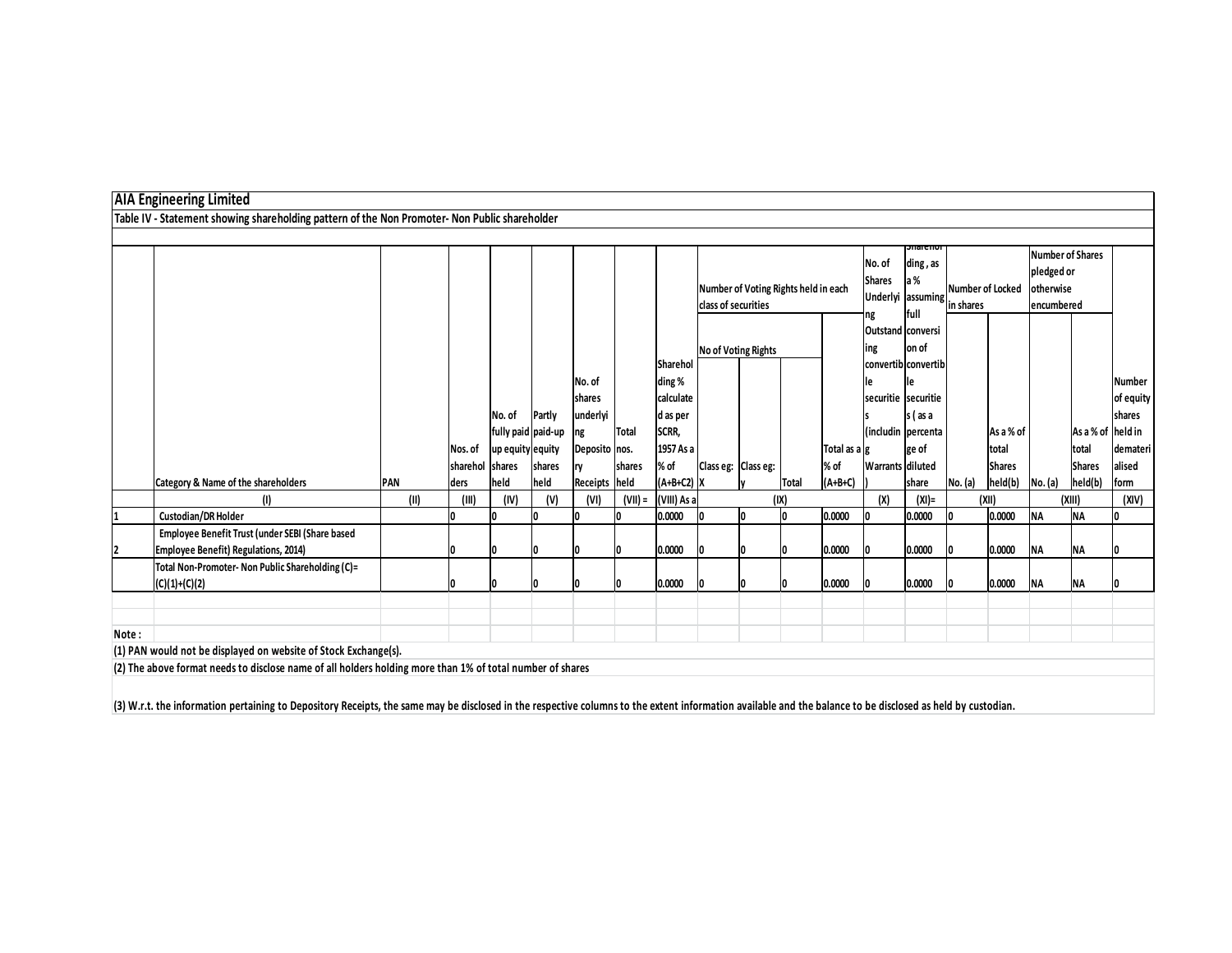# AIA Engineering Limited

## Table IV - Statement showing shareholding pattern of the Non Promoter- Non Public shareholder

| | Category & Name of the shareholders | PAN | Nos. of shareholders | No. of fully paid up equity shares held | Partly paid-up equity shares held | No. of shares underlying Depository Receipts | Total nos. shares held | Shareholding % calculated as per SCRR, 1957 As a % of (A+B+C2) | Number of Voting Rights held in each class of securities | | | | No. of Shares Underlying Outstanding convertible securities (including Warrants) | Shareholding , as a % assuming full conversion of convertible securities ( as a percentage of diluted share | Number of Locked in shares | | Number of Shares pledged or otherwise encumbered | | Number of equity shares held in dematerialised form |
|---|---|---|---|---|---|---|---|---|---|---|---|---|---|---|---|---|---|---|---|
| | | | | | | | | | No of Voting Rights | | | Total as a % of (A+B+C) | | | | | | | |
| | | | | | | | | | Class eg: X | Class eg: y | Total | | | | No. (a) | As a % of total Shares held(b) | No. (a) | As a % of total Shares held(b) | |
| | (I) | (II) | (III) | (IV) | (V) | (VI) | (VII) = | (VIII) As a | (IX) | | | | (X) | (XI)= | (XII) | | (XIII) | | (XIV) |
| 1 | Custodian/DR Holder | | 0 | 0 | 0 | 0 | 0 | 0.0000 | 0 | 0 | 0 | 0.0000 | 0 | 0.0000 | 0 | 0.0000 | NA | NA | 0 |
| 2 | Employee Benefit Trust (under SEBI (Share based Employee Benefit) Regulations, 2014) | | 0 | 0 | 0 | 0 | 0 | 0.0000 | 0 | 0 | 0 | 0.0000 | 0 | 0.0000 | 0 | 0.0000 | NA | NA | 0 |
| | Total Non-Promoter- Non Public Shareholding (C)= (C)(1)+(C)(2) | | 0 | 0 | 0 | 0 | 0 | 0.0000 | 0 | 0 | 0 | 0.0000 | 0 | 0.0000 | 0 | 0.0000 | NA | NA | 0 |

**Note :**

**(1) PAN would not be displayed on website of Stock Exchange(s).**

**(2) The above format needs to disclose name of all holders holding more than 1% of total number of shares**

**(3) W.r.t. the information pertaining to Depository Receipts, the same may be disclosed in the respective columns to the extent information available and the balance to be disclosed as held by custodian.**